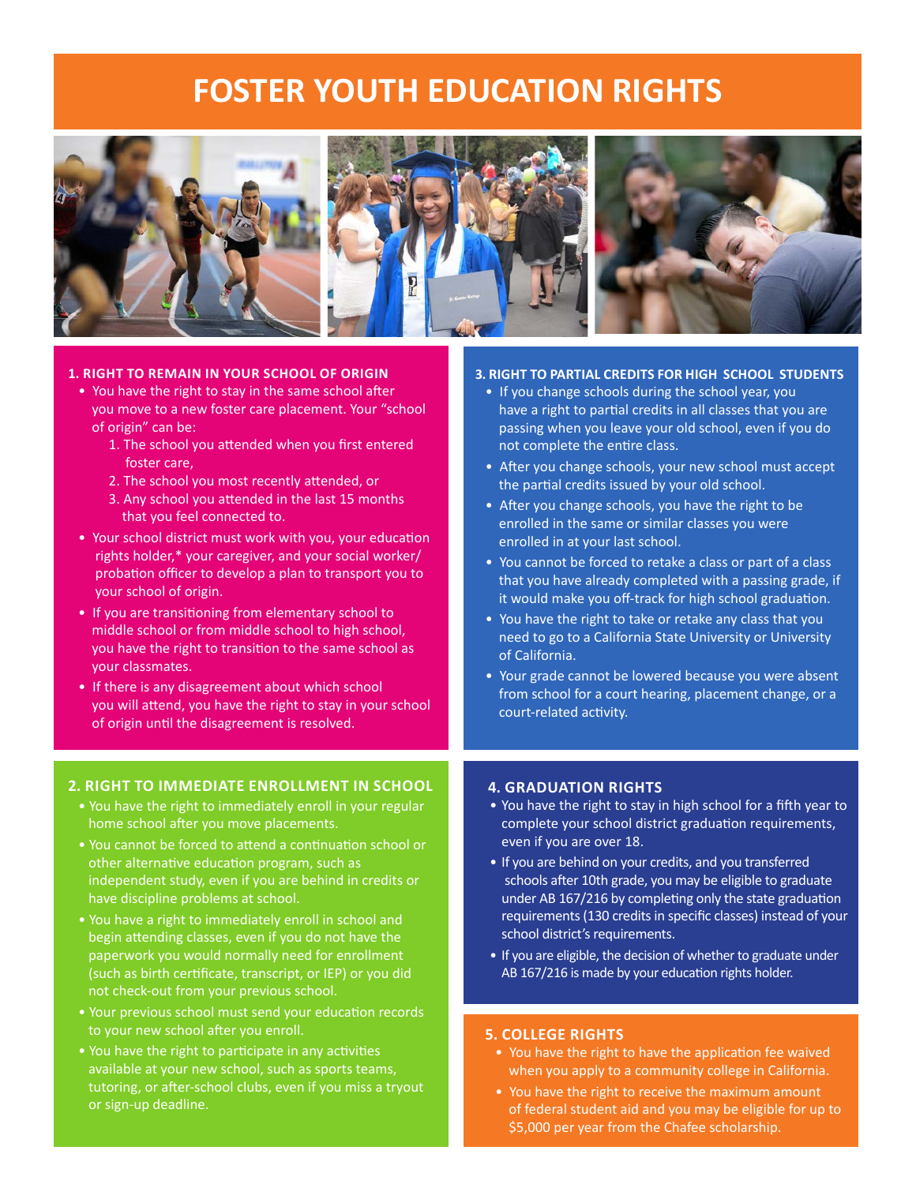# FOSTER YOUTH EDUCATION RIGHTS

## 1. RIGHT TO REMAIN IN YOUR SCHOOL OF ORIGIN

- You have the right to stay in the same school after you move to a new foster care placement. Your "school of origin" can be:
  1. The school you attended when you first entered foster care,
  2. The school you most recently attended, or
  3. Any school you attended in the last 15 months that you feel connected to.
- Your school district must work with you, your education rights holder,* your caregiver, and your social worker/probation officer to develop a plan to transport you to your school of origin.
- If you are transitioning from elementary school to middle school or from middle school to high school, you have the right to transition to the same school as your classmates.
- If there is any disagreement about which school you will attend, you have the right to stay in your school of origin until the disagreement is resolved.

## 2. RIGHT TO IMMEDIATE ENROLLMENT IN SCHOOL

- You have the right to immediately enroll in your regular home school after you move placements.
- You cannot be forced to attend a continuation school or other alternative education program, such as independent study, even if you are behind in credits or have discipline problems at school.
- You have a right to immediately enroll in school and begin attending classes, even if you do not have the paperwork you would normally need for enrollment (such as birth certificate, transcript, or IEP) or you did not check-out from your previous school.
- Your previous school must send your education records to your new school after you enroll.
- You have the right to participate in any activities available at your new school, such as sports teams, tutoring, or after-school clubs, even if you miss a tryout or sign-up deadline.

## 3. RIGHT TO PARTIAL CREDITS FOR HIGH SCHOOL STUDENTS

- If you change schools during the school year, you have a right to partial credits in all classes that you are passing when you leave your old school, even if you do not complete the entire class.
- After you change schools, your new school must accept the partial credits issued by your old school.
- After you change schools, you have the right to be enrolled in the same or similar classes you were enrolled in at your last school.
- You cannot be forced to retake a class or part of a class that you have already completed with a passing grade, if it would make you off-track for high school graduation.
- You have the right to take or retake any class that you need to go to a California State University or University of California.
- Your grade cannot be lowered because you were absent from school for a court hearing, placement change, or a court-related activity.

## 4. GRADUATION RIGHTS

- You have the right to stay in high school for a fifth year to complete your school district graduation requirements, even if you are over 18.
- If you are behind on your credits, and you transferred schools after 10th grade, you may be eligible to graduate under AB 167/216 by completing only the state graduation requirements (130 credits in specific classes) instead of your school district's requirements.
- If you are eligible, the decision of whether to graduate under AB 167/216 is made by your education rights holder.

## 5. COLLEGE RIGHTS

- You have the right to have the application fee waived when you apply to a community college in California.
- You have the right to receive the maximum amount of federal student aid and you may be eligible for up to $5,000 per year from the Chafee scholarship.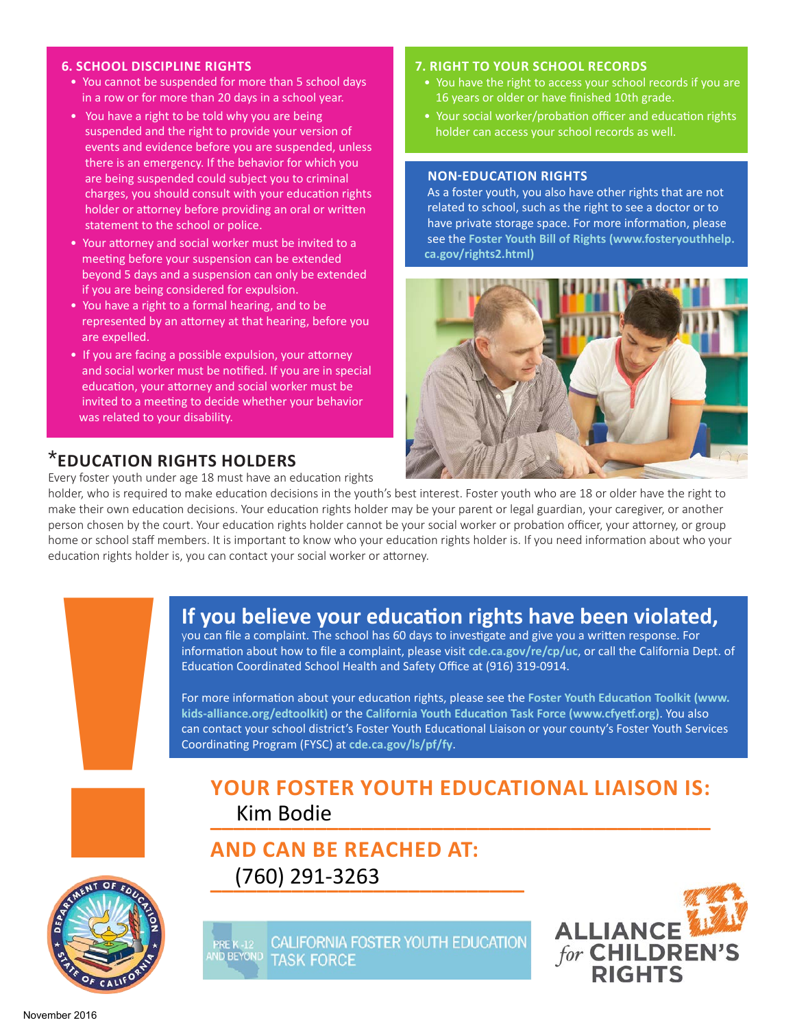## 6. SCHOOL DISCIPLINE RIGHTS

- You cannot be suspended for more than 5 school days in a row or for more than 20 days in a school year.
- You have a right to be told why you are being suspended and the right to provide your version of events and evidence before you are suspended, unless there is an emergency. If the behavior for which you are being suspended could subject you to criminal charges, you should consult with your education rights holder or attorney before providing an oral or written statement to the school or police.
- Your attorney and social worker must be invited to a meeting before your suspension can be extended beyond 5 days and a suspension can only be extended if you are being considered for expulsion.
- You have a right to a formal hearing, and to be represented by an attorney at that hearing, before you are expelled.
- If you are facing a possible expulsion, your attorney and social worker must be notified. If you are in special education, your attorney and social worker must be invited to a meeting to decide whether your behavior was related to your disability.

## 7. RIGHT TO YOUR SCHOOL RECORDS

- You have the right to access your school records if you are 16 years or older or have finished 10th grade.
- Your social worker/probation officer and education rights holder can access your school records as well.

## NON-EDUCATION RIGHTS

As a foster youth, you also have other rights that are not related to school, such as the right to see a doctor or to have private storage space. For more information, please see the **Foster Youth Bill of Rights (www.fosteryouthhelp.ca.gov/rights2.html)**

## *EDUCATION RIGHTS HOLDERS

Every foster youth under age 18 must have an education rights holder, who is required to make education decisions in the youth's best interest. Foster youth who are 18 or older have the right to make their own education decisions. Your education rights holder may be your parent or legal guardian, your caregiver, or another person chosen by the court. Your education rights holder cannot be your social worker or probation officer, your attorney, or group home or school staff members. It is important to know who your education rights holder is. If you need information about who your education rights holder is, you can contact your social worker or attorney.

## If you believe your education rights have been violated,

you can file a complaint. The school has 60 days to investigate and give you a written response. For information about how to file a complaint, please visit **cde.ca.gov/re/cp/uc**, or call the California Dept. of Education Coordinated School Health and Safety Office at (916) 319-0914.

For more information about your education rights, please see the **Foster Youth Education Toolkit (www.kids-alliance.org/edtoolkit)** or the **California Youth Education Task Force (www.cfyetf.org)**. You also can contact your school district's Foster Youth Educational Liaison or your county's Foster Youth Services Coordinating Program (FYSC) at **cde.ca.gov/ls/pf/fy**.

## YOUR FOSTER YOUTH EDUCATIONAL LIAISON IS:

Kim Bodie

## AND CAN BE REACHED AT:

(760) 291-3263

PRE K-12 AND BEYOND CALIFORNIA FOSTER YOUTH EDUCATION TASK FORCE

ALLIANCE *for* CHILDREN'S RIGHTS

November 2016